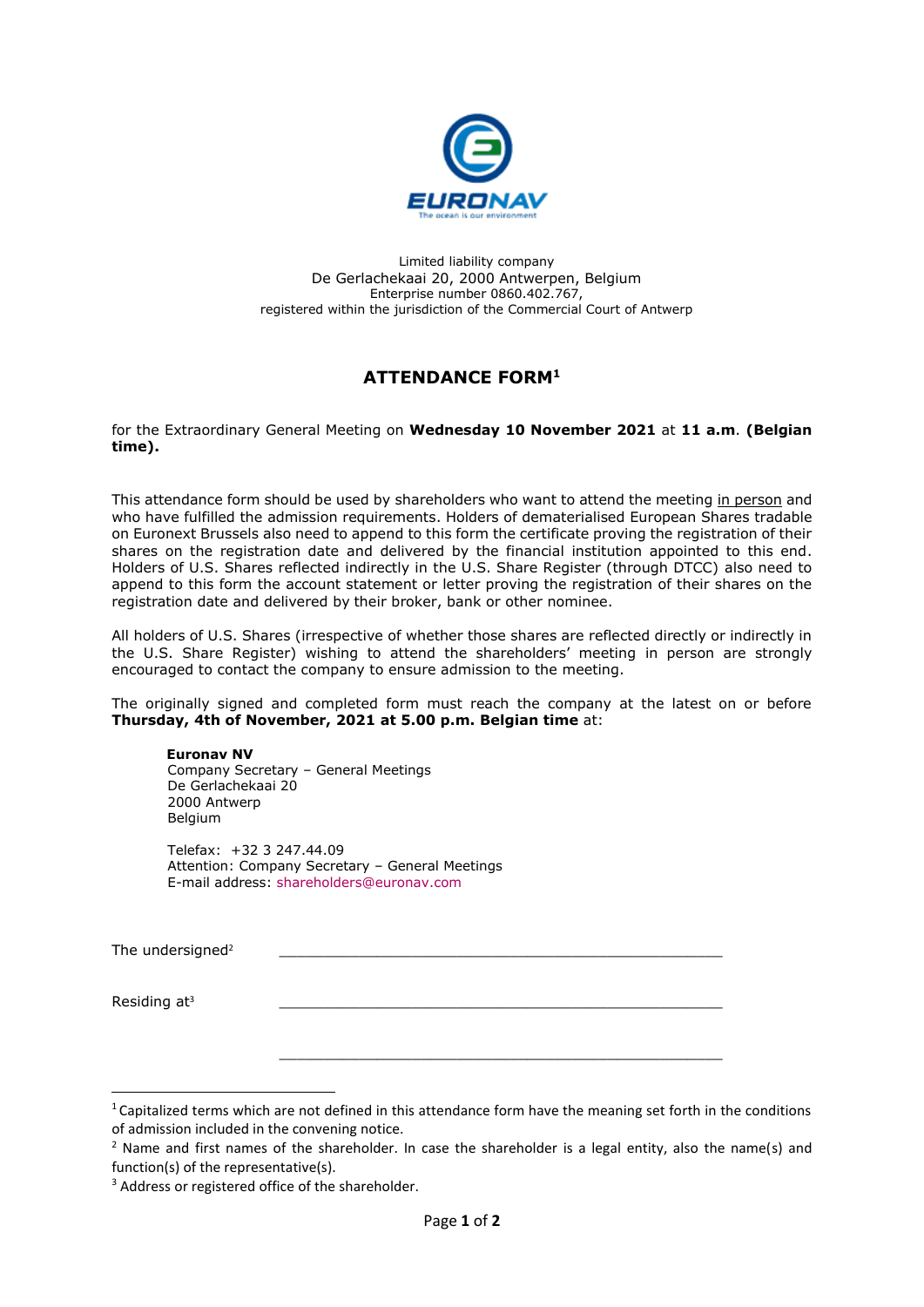Limited liability company
De Gerlachekaai 20, 2000 Antwerpen, Belgium
Enterprise number 0860.402.767,
registered within the jurisdiction of the Commercial Court of Antwerp

# ATTENDANCE FORM[1]

for the Extraordinary General Meeting on **Wednesday 10 November 2021** at **11 a.m**. **(Belgian time).**

This attendance form should be used by shareholders who want to attend the meeting in person and who have fulfilled the admission requirements. Holders of dematerialised European Shares tradable on Euronext Brussels also need to append to this form the certificate proving the registration of their shares on the registration date and delivered by the financial institution appointed to this end. Holders of U.S. Shares reflected indirectly in the U.S. Share Register (through DTCC) also need to append to this form the account statement or letter proving the registration of their shares on the registration date and delivered by their broker, bank or other nominee.

All holders of U.S. Shares (irrespective of whether those shares are reflected directly or indirectly in the U.S. Share Register) wishing to attend the shareholders' meeting in person are strongly encouraged to contact the company to ensure admission to the meeting.

The originally signed and completed form must reach the company at the latest on or before **Thursday, 4th of November, 2021 at 5.00 p.m. Belgian time** at:

> **Euronav NV**
> Company Secretary – General Meetings
> De Gerlachekaai 20
> 2000 Antwerp
> Belgium
>
> Telefax: +32 3 247.44.09
> Attention: Company Secretary – General Meetings
> E-mail address: shareholders@euronav.com

The undersigned[2] \_\_\_\_\_\_\_\_\_\_\_\_\_\_\_\_\_\_\_\_\_\_\_\_\_\_\_\_\_\_\_\_\_\_\_\_\_\_\_\_\_\_\_\_\_\_\_\_

Residing at[3] \_\_\_\_\_\_\_\_\_\_\_\_\_\_\_\_\_\_\_\_\_\_\_\_\_\_\_\_\_\_\_\_\_\_\_\_\_\_\_\_\_\_\_\_\_\_\_\_

\_\_\_\_\_\_\_\_\_\_\_\_\_\_\_\_\_\_\_\_\_\_\_\_\_\_\_\_\_\_\_\_\_\_\_\_\_\_\_\_\_\_\_\_\_\_\_\_

---

[1] Capitalized terms which are not defined in this attendance form have the meaning set forth in the conditions of admission included in the convening notice.

[2] Name and first names of the shareholder. In case the shareholder is a legal entity, also the name(s) and function(s) of the representative(s).

[3] Address or registered office of the shareholder.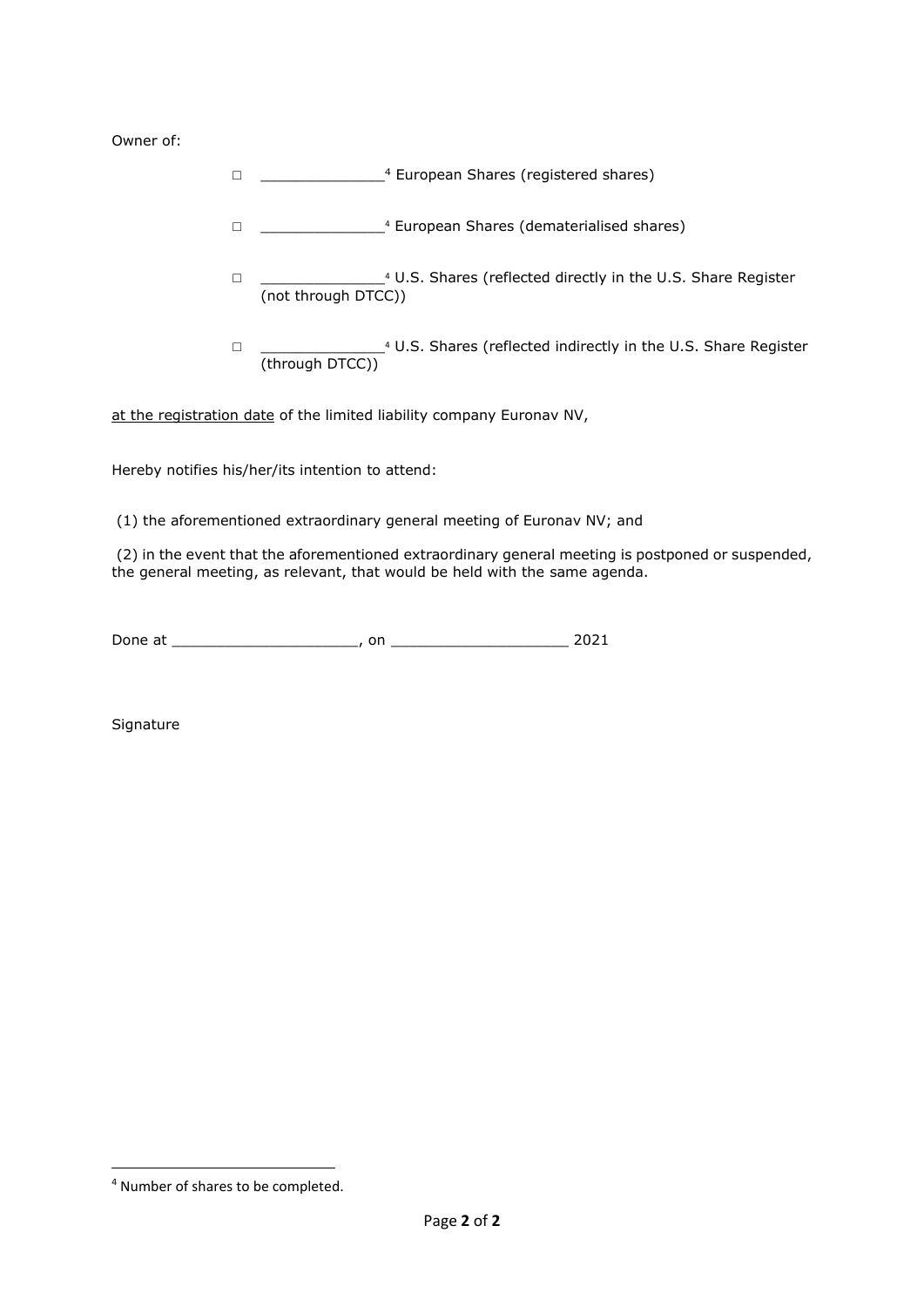Owner of:

- □ ______________[4] European Shares (registered shares)

- □ ______________[4] European Shares (dematerialised shares)

- □ ______________[4] U.S. Shares (reflected directly in the U.S. Share Register (not through DTCC))

- □ ______________[4] U.S. Shares (reflected indirectly in the U.S. Share Register (through DTCC))

at the registration date of the limited liability company Euronav NV,

Hereby notifies his/her/its intention to attend:

(1) the aforementioned extraordinary general meeting of Euronav NV; and

(2) in the event that the aforementioned extraordinary general meeting is postponed or suspended, the general meeting, as relevant, that would be held with the same agenda.

Done at ____________________, on ___________________ 2021

Signature

---

[4] Number of shares to be completed.